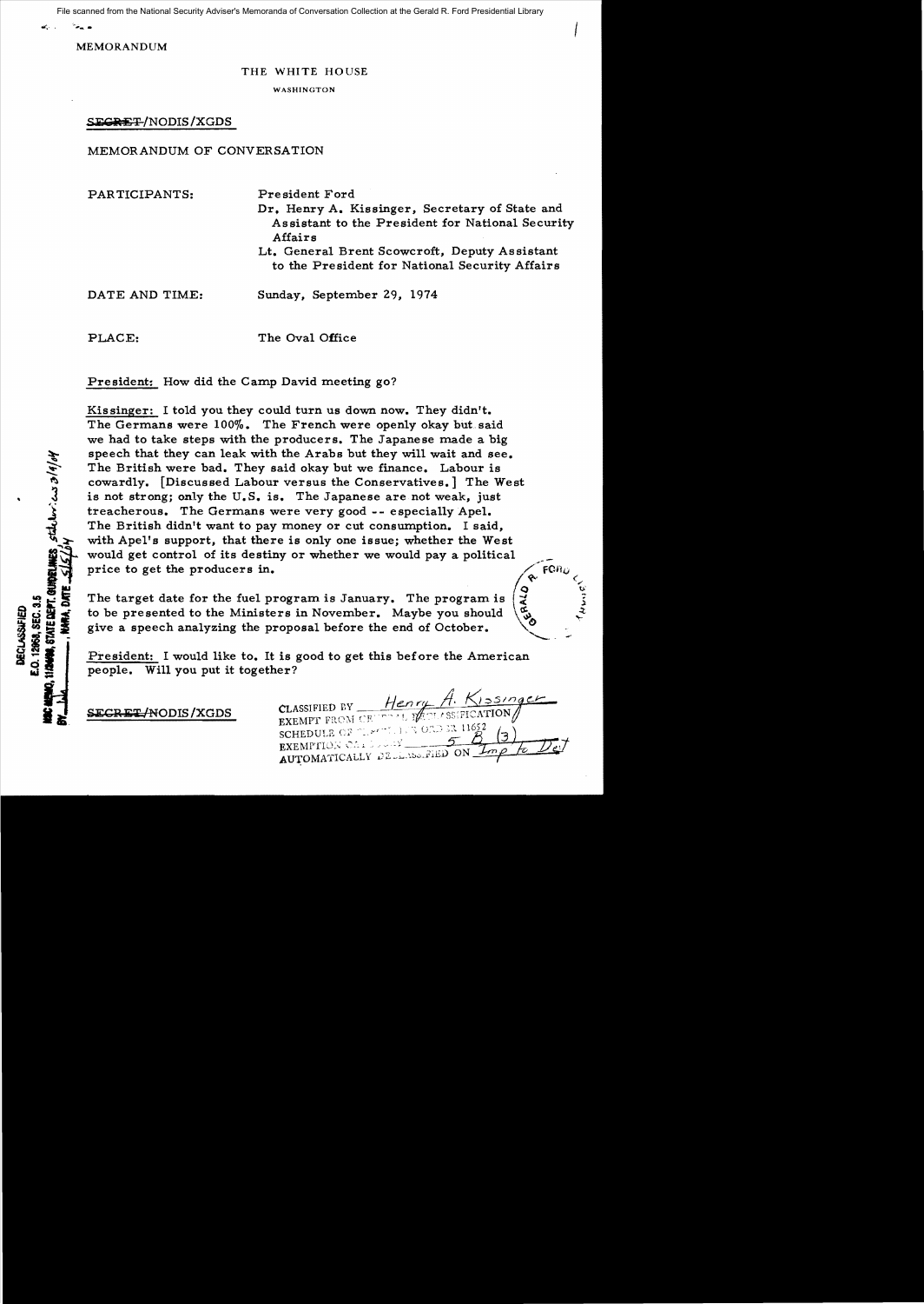File scanned from the National Security Adviser's Memoranda of Conversation Collection at the Gerald R. Ford Presidential Library

MEMORANDUM

THE WHITE HOUSE

WASHINGTON

~~SECRET~~/NODIS/XGDS

MEMORANDUM OF CONVERSATION

PARTICIPANTS: President Ford

Dr. Henry A. Kissinger, Secretary of State and Assistant to the President for National Security Affairs

Lt. General Brent Scowcroft, Deputy Assistant to the President for National Security Affairs

DATE AND TIME: Sunday, September 29, 1974

PLACE: The Oval Office

President: How did the Camp David meeting go?

Kissinger: I told you they could turn us down now. They didn't. The Germans were 100%. The French were openly okay but said we had to take steps with the producers. The Japanese made a big speech that they can leak with the Arabs but they will wait and see. The British were bad. They said okay but we finance. Labour is cowardly. [Discussed Labour versus the Conservatives.] The West is not strong; only the U.S. is. The Japanese are not weak, just treacherous. The Germans were very good -- especially Apel. The British didn't want to pay money or cut consumption. I said, with Apel's support, that there is only one issue; whether the West would get control of its destiny or whether we would pay a political price to get the producers in.

The target date for the fuel program is January. The program is to be presented to the Ministers in November. Maybe you should give a speech analyzing the proposal before the end of October.

President: I would like to. It is good to get this before the American people. Will you put it together?

~~SECRET~~/NODIS/XGDS

CLASSIFIED BY Henry A. Kissinger
EXEMPT FROM GENERAL DECLASSIFICATION
SCHEDULE OF EXECUTIVE ORDER 11652
EXEMPTION CATEGORY 5 B (3)
AUTOMATICALLY DECLASSIFIED ON Imp to Det

DECLASSIFIED
E.O. 12958, SEC. 3.5
NSC MEMO, 11/24/98, STATE DEPT. GUIDELINES, State Dev. iew 3/4/04
BY ___, NARA, DATE 5/5/04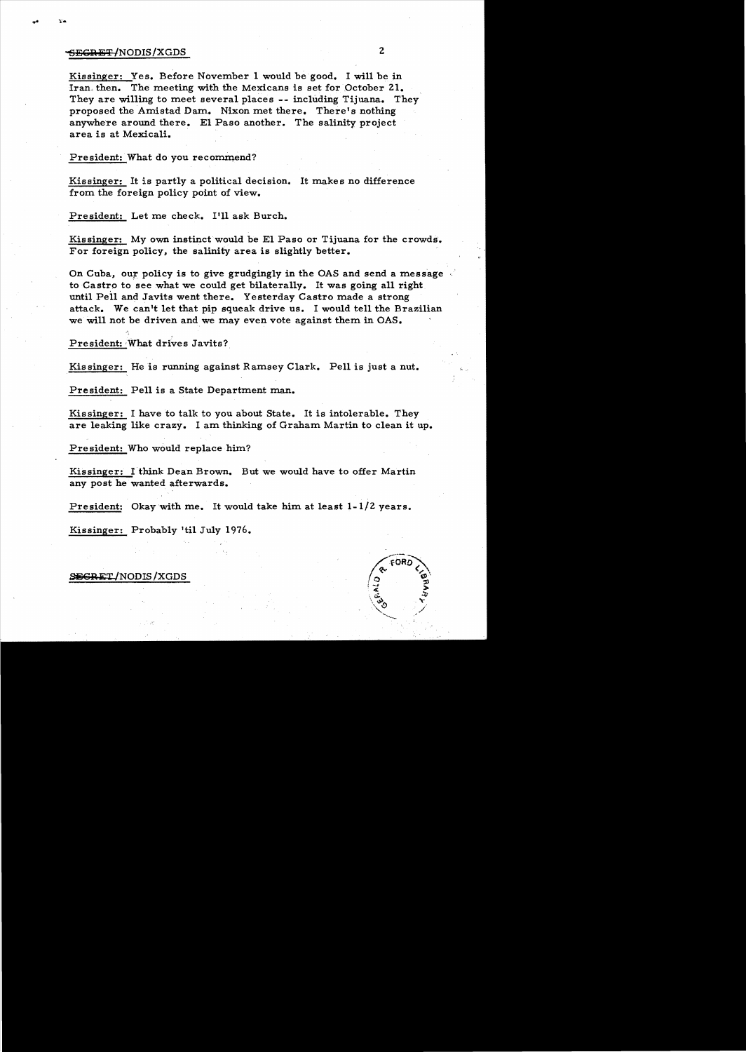Kissinger: Yes. Before November 1 would be good. I will be in Iran then. The meeting with the Mexicans is set for October 21. They are willing to meet several places -- including Tijuana. They proposed the Amistad Dam. Nixon met there. There's nothing anywhere around there. El Paso another. The salinity project area is at Mexicali.

President: What do you recommend?

Kissinger: It is partly a political decision. It makes no difference from the foreign policy point of view.

President: Let me check. I'll ask Burch.

Kissinger: My own instinct would be El Paso or Tijuana for the crowds. For foreign policy, the salinity area is slightly better.

On Cuba, our policy is to give grudgingly in the OAS and send a message to Castro to see what we could get bilaterally. It was going all right until Pell and Javits went there. Yesterday Castro made a strong attack. We can't let that pip squeak drive us. I would tell the Brazilian we will not be driven and we may even vote against them in OAS.

President: What drives Javits?

Kissinger: He is running against Ramsey Clark. Pell is just a nut.

President: Pell is a State Department man.

Kissinger: I have to talk to you about State. It is intolerable. They are leaking like crazy. I am thinking of Graham Martin to clean it up.

President: Who would replace him?

Kissinger: I think Dean Brown. But we would have to offer Martin any post he wanted afterwards.

President: Okay with me. It would take him at least 1-1/2 years.

Kissinger: Probably 'til July 1976.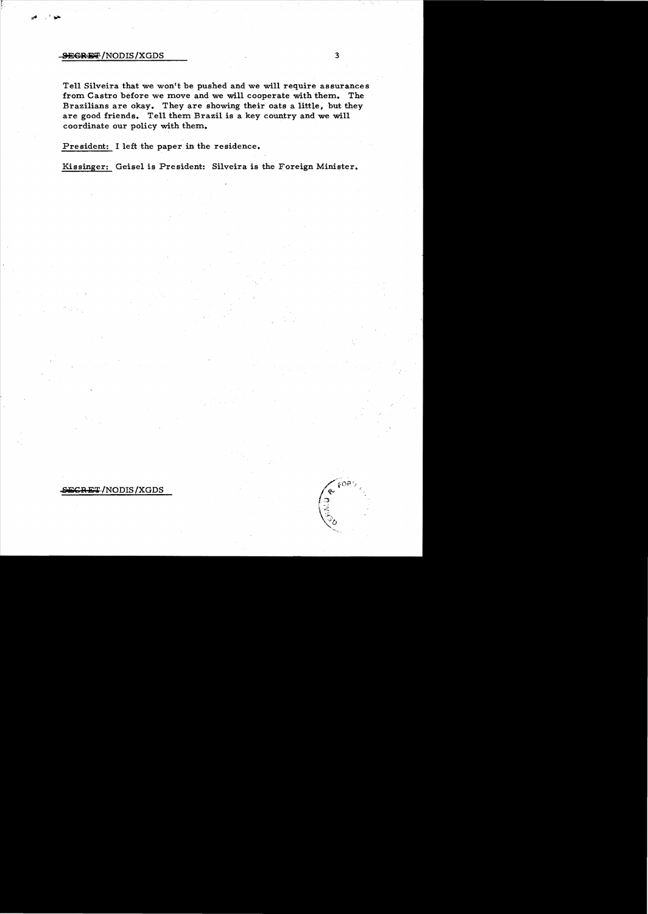Tell Silveira that we won't be pushed and we will require assurances from Castro before we move and we will cooperate with them. The Brazilians are okay. They are showing their oats a little, but they are good friends. Tell them Brazil is a key country and we will coordinate our policy with them.

President: I left the paper in the residence.

Kissinger: Geisel is President: Silveira is the Foreign Minister.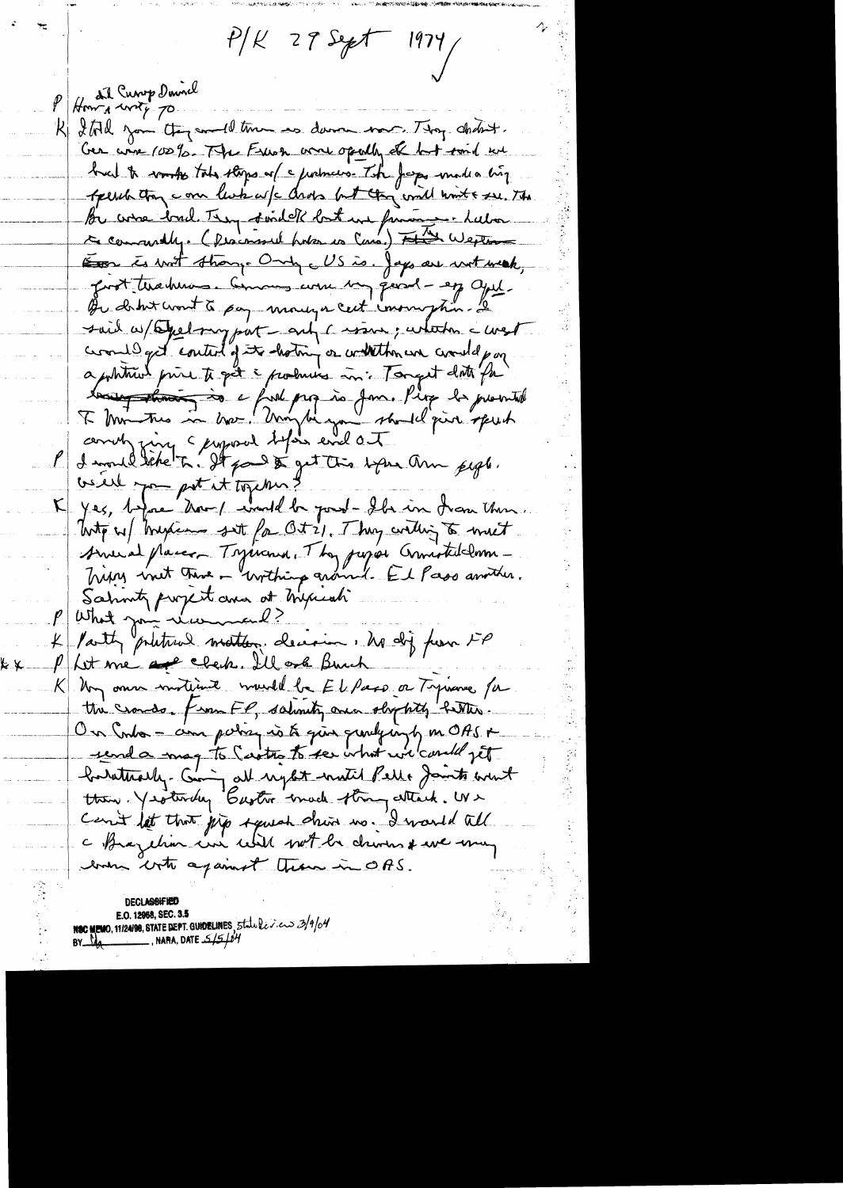P/K 29 Sept 1974

P &nbsp;How is Camp David. How is Betty?

K &nbsp;I told you they would turn us down now. They didn't. Ger were 100%. The French were openly ok but said we had to make take steps w/ c producers. The Japs made a big speech they c our last w/c Arabs but they will wait & see. The Br were bad. They said OK but we pursue – Labor is cowardly. (Discussed Labor vs Cons.) The Western Euro is not strong. Only c US is. Japs are not weak, just treacherous. Germans were very good – eg Apel. He didn't want to pay money & cut consumption. I said w/Schlesinger part – only 1 issue; whether c west would get control of its destiny or whether we would pay a political price to get c producers in. Tonight I'll the fa... is c food prog is Jan. Ford be promoted to Mondays in Nov. Maybe you should give speech cond giving c proposal before end Oct.

P &nbsp;I would like to. It good to get this before Ann [?]. Will you put it together?

K &nbsp;Yes, before Nov 1 would be good – I'll be in from then. Mtg w/ Mexicans set for Oct 21. They willing to meet several places. Tijuana. They prefer Guadalajara – Nixon met there – nothing around. El Paso another. Salinity project area at Mexicali.

P &nbsp;What you recommend?

K &nbsp;Partly political matter. decision. No dif from FP

P &nbsp;Let me check. I'll ask Buch

K &nbsp;My own instinct would be El Paso or Tijuana for the crowds. From FP, salinity area slightly better. On Cuba – our policy is to give grudgingly in OAS & send a msg to Castro to see what we could get bilaterally. Going all right until Pell & Javits went there. Yesterday Bustos made strong attack. We can't let that pip squeak drive us. I would tell c Brazilian we will not be driven & we may even vote against them in OAS.

DECLASSIFIED
E.O. 12958, SEC. 3.5
NSC MEMO, 11/24/98, STATE DEPT. GUIDELINES, State Review 3/9/04
BY [illegible], NARA, DATE 5/5/04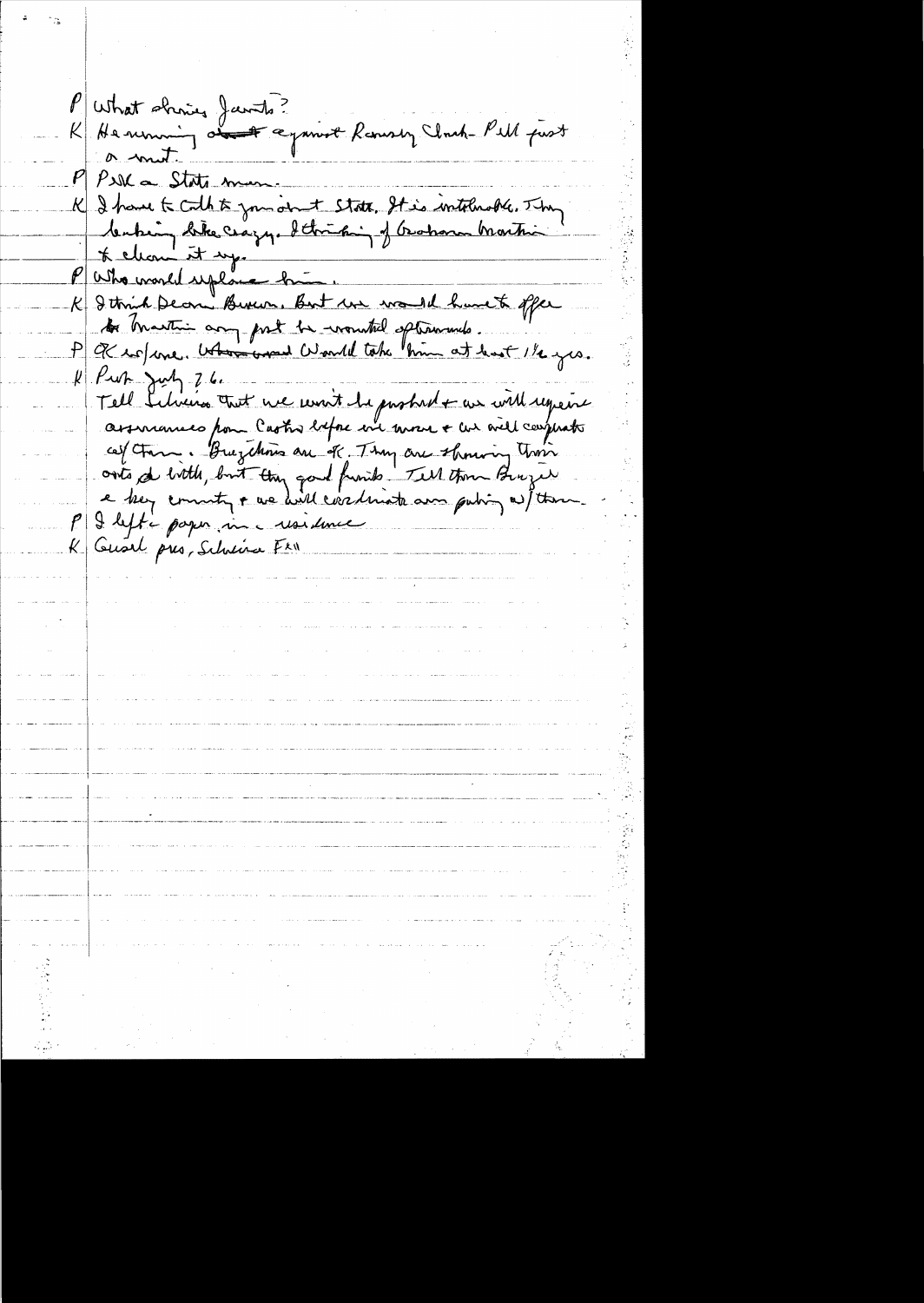P What about Javits?

K He is running against Ramsey Clark - Pell just a must.

P Pell a State man.

K I have to talk to you about State. It is intolerable. They are leaking like crazy. I'm thinking of Graham Martin to clean it up.

P Who would replace him.

K I think Dean Brown. But we would have to offer Martin any post he wanted afterwards.

P OK w/ me. When would you take him at least 1 1/2 yrs.

K Prob July 76.

Tell Silveira that we won't be pushed & we will require assurances from Castro before we move & we will cooperate w/ them. Brazilians are OK. They are showing their oats a little, but they good friends. Tell them Brazil a key country & we will coordinate our policy w/ them.

P I left paper in residence

K Guard pres, Silveira FX11